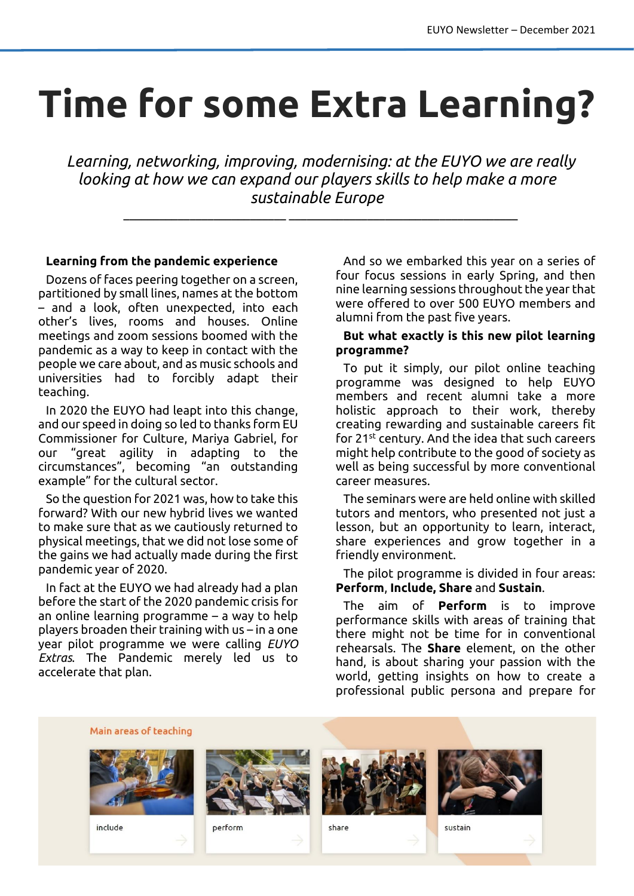# Time for some Extra Learning?

*Learning, networking, improving, modernising: at the EUYO we are really looking at how we can expand our players skills to help make a more sustainable Europe*

**Learning from the pandemic experience**

Dozens of faces peering together on a screen, partitioned by small lines, names at the bottom – and a look, often unexpected, into each other's lives, rooms and houses. Online meetings and zoom sessions boomed with the pandemic as a way to keep in contact with the people we care about, and as music schools and universities had to forcibly adapt their teaching.

In 2020 the EUYO had leapt into this change, and our speed in doing so led to thanks form EU Commissioner for Culture, Mariya Gabriel, for our "great agility in adapting to the circumstances", becoming "an outstanding example" for the cultural sector.

So the question for 2021 was, how to take this forward? With our new hybrid lives we wanted to make sure that as we cautiously returned to physical meetings, that we did not lose some of the gains we had actually made during the first pandemic year of 2020.

In fact at the EUYO we had already had a plan before the start of the 2020 pandemic crisis for an online learning programme – a way to help players broaden their training with us – in a one year pilot programme we were calling *EUYO Extras*. The Pandemic merely led us to accelerate that plan.

And so we embarked this year on a series of four focus sessions in early Spring, and then nine learning sessions throughout the year that were offered to over 500 EUYO members and alumni from the past five years.

**But what exactly is this new pilot learning programme?**

To put it simply, our pilot online teaching programme was designed to help EUYO members and recent alumni take a more holistic approach to their work, thereby creating rewarding and sustainable careers fit for 21st century. And the idea that such careers might help contribute to the good of society as well as being successful by more conventional career measures.

The seminars were are held online with skilled tutors and mentors, who presented not just a lesson, but an opportunity to learn, interact, share experiences and grow together in a friendly environment.

The pilot programme is divided in four areas: **Perform**, **Include, Share** and **Sustain**.

The aim of **Perform** is to improve performance skills with areas of training that there might not be time for in conventional rehearsals. The **Share** element, on the other hand, is about sharing your passion with the world, getting insights on how to create a professional public persona and prepare for

Main areas of teaching

include | perform | share | sustain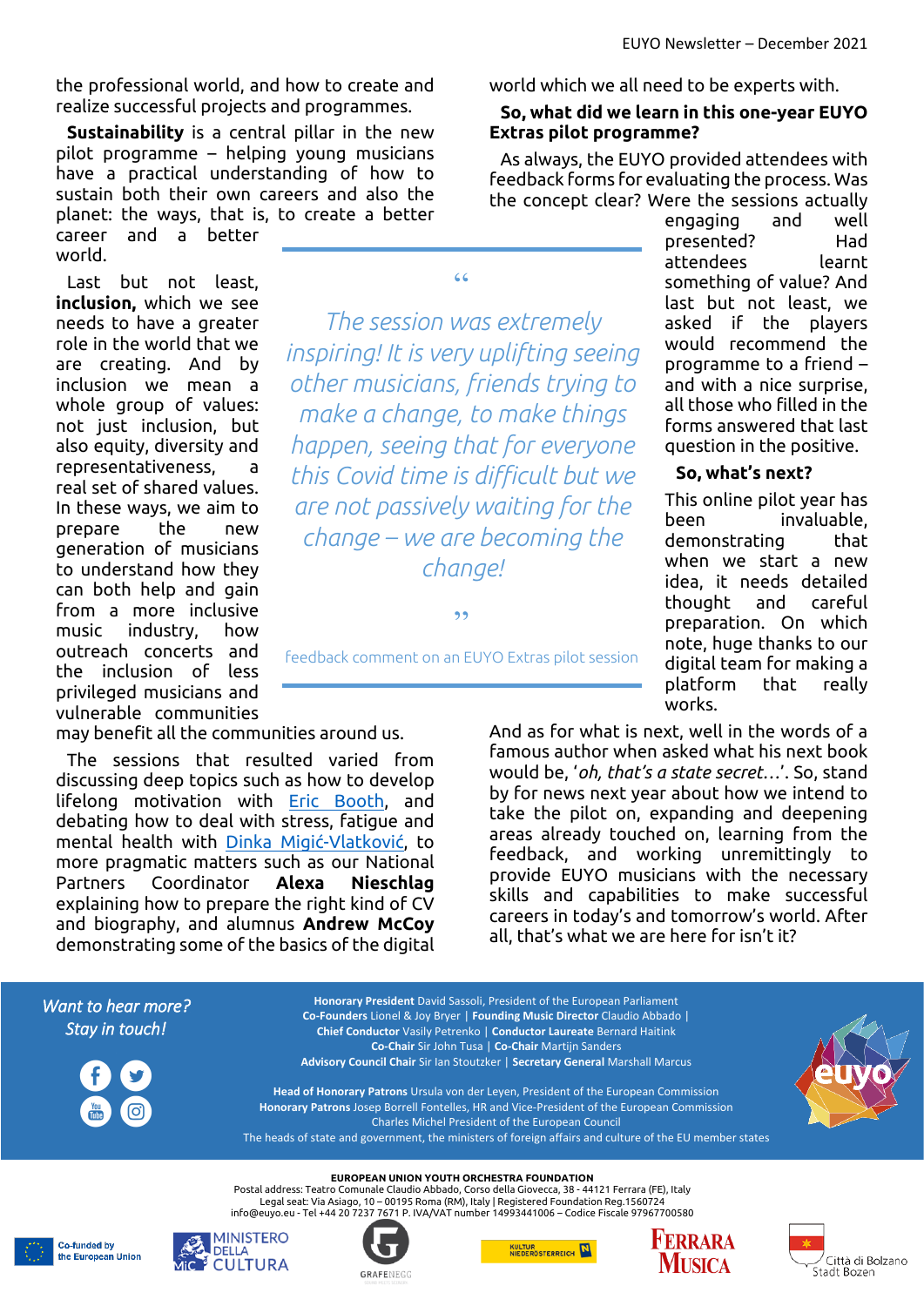the professional world, and how to create and realize successful projects and programmes.

**Sustainability** is a central pillar in the new pilot programme – helping young musicians have a practical understanding of how to sustain both their own careers and also the planet: the ways, that is, to create a better career and a better world.

Last but not least, **inclusion,** which we see needs to have a greater role in the world that we are creating. And by inclusion we mean a whole group of values: not just inclusion, but also equity, diversity and representativeness, a real set of shared values. In these ways, we aim to prepare the new generation of musicians to understand how they can both help and gain from a more inclusive music industry, how outreach concerts and the inclusion of less privileged musicians and vulnerable communities may benefit all the communities around us.

> *"The session was extremely inspiring! It is very uplifting seeing other musicians, friends trying to make a change, to make things happen, seeing that for everyone this Covid time is difficult but we are not passively waiting for the change – we are becoming the change!"*
>
> feedback comment on an EUYO Extras pilot session

The sessions that resulted varied from discussing deep topics such as how to develop lifelong motivation with Eric Booth, and debating how to deal with stress, fatigue and mental health with Dinka Migić-Vlatković, to more pragmatic matters such as our National Partners Coordinator **Alexa Nieschlag** explaining how to prepare the right kind of CV and biography, and alumnus **Andrew McCoy** demonstrating some of the basics of the digital world which we all need to be experts with.

**So, what did we learn in this one-year EUYO Extras pilot programme?**

As always, the EUYO provided attendees with feedback forms for evaluating the process. Was the concept clear? Were the sessions actually engaging and well presented? Had attendees learnt something of value? And last but not least, we asked if the players would recommend the programme to a friend – and with a nice surprise, all those who filled in the forms answered that last question in the positive.

**So, what's next?**

This online pilot year has been invaluable, demonstrating that when we start a new idea, it needs detailed thought and careful preparation. On which note, huge thanks to our digital team for making a platform that really works.

And as for what is next, well in the words of a famous author when asked what his next book would be, '*oh, that's a state secret…*'. So, stand by for news next year about how we intend to take the pilot on, expanding and deepening areas already touched on, learning from the feedback, and working unremittingly to provide EUYO musicians with the necessary skills and capabilities to make successful careers in today's and tomorrow's world. After all, that's what we are here for isn't it?

*Want to hear more? Stay in touch!*

**Honorary President** David Sassoli, President of the European Parliament
**Co-Founders** Lionel & Joy Bryer | **Founding Music Director** Claudio Abbado |
**Chief Conductor** Vasily Petrenko | **Conductor Laureate** Bernard Haitink
**Co-Chair** Sir John Tusa | **Co-Chair** Martijn Sanders
**Advisory Council Chair** Sir Ian Stoutzker | **Secretary General** Marshall Marcus

**Head of Honorary Patrons** Ursula von der Leyen, President of the European Commission
**Honorary Patrons** Josep Borrell Fontelles, HR and Vice-President of the European Commission
Charles Michel President of the European Council
The heads of state and government, the ministers of foreign affairs and culture of the EU member states

**EUROPEAN UNION YOUTH ORCHESTRA FOUNDATION**
Postal address: Teatro Comunale Claudio Abbado, Corso della Giovecca, 38 - 44121 Ferrara (FE), Italy
Legal seat: Via Asiago, 10 – 00195 Roma (RM), Italy | Registered Foundation Reg.1560724
info@euyo.eu - Tel +44 20 7237 7671 P. IVA/VAT number 14993441006 – Codice Fiscale 97967700580

Co-funded by the European Union | Ministero della Cultura | Grafenegg | Kultur Niederösterreich | Ferrara Musica | Città di Bolzano Stadt Bozen